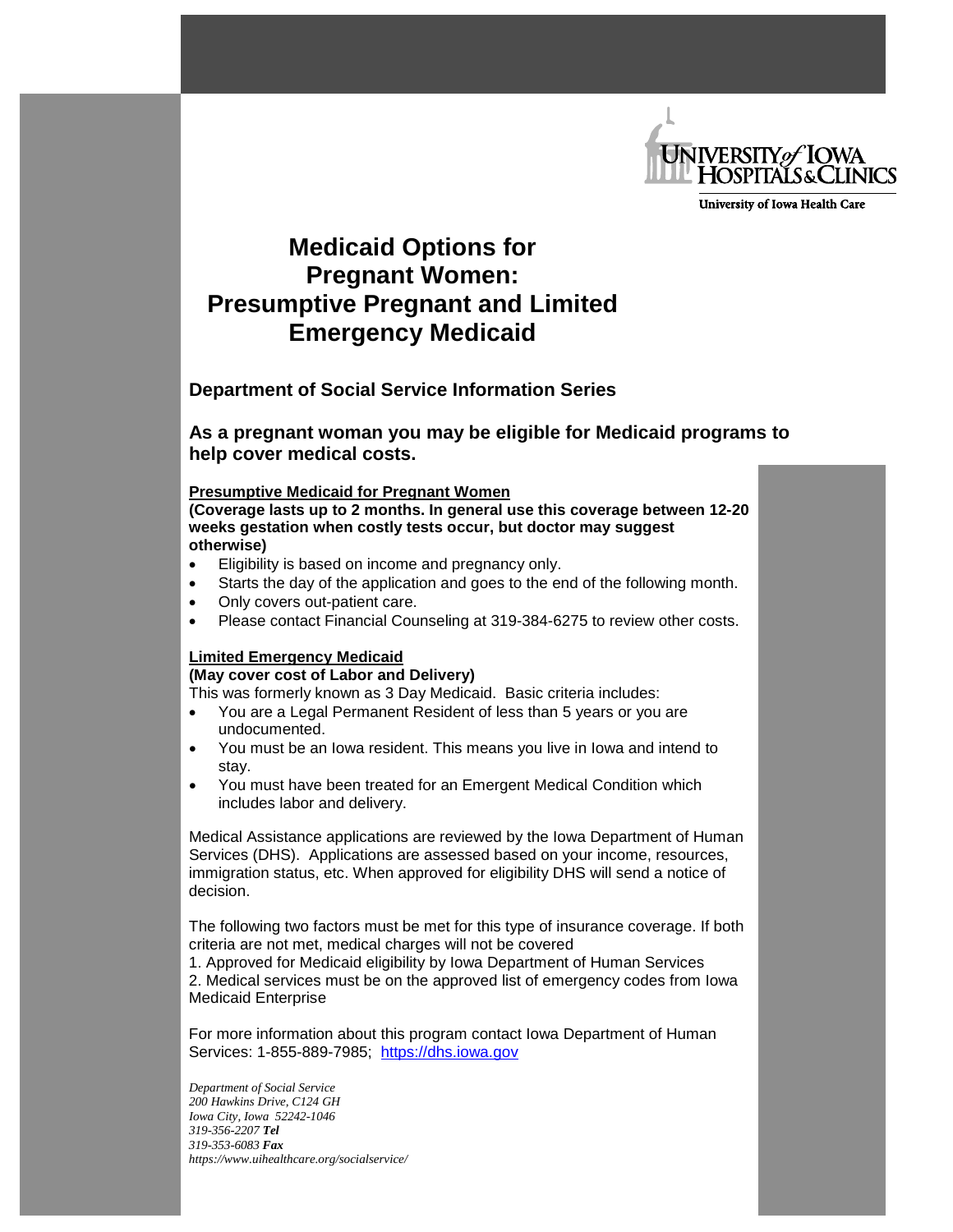University of Iowa Hospitals & Clinics

University of Iowa Health Care

# Medicaid Options for Pregnant Women: Presumptive Pregnant and Limited Emergency Medicaid

## Department of Social Service Information Series

## As a pregnant woman you may be eligible for Medicaid programs to help cover medical costs.

### Presumptive Medicaid for Pregnant Women

**(Coverage lasts up to 2 months. In general use this coverage between 12-20 weeks gestation when costly tests occur, but doctor may suggest otherwise)**

- Eligibility is based on income and pregnancy only.
- Starts the day of the application and goes to the end of the following month.
- Only covers out-patient care.
- Please contact Financial Counseling at 319-384-6275 to review other costs.

### Limited Emergency Medicaid

**(May cover cost of Labor and Delivery)**

This was formerly known as 3 Day Medicaid. Basic criteria includes:

- You are a Legal Permanent Resident of less than 5 years or you are undocumented.
- You must be an Iowa resident. This means you live in Iowa and intend to stay.
- You must have been treated for an Emergent Medical Condition which includes labor and delivery.

Medical Assistance applications are reviewed by the Iowa Department of Human Services (DHS). Applications are assessed based on your income, resources, immigration status, etc. When approved for eligibility DHS will send a notice of decision.

The following two factors must be met for this type of insurance coverage. If both criteria are not met, medical charges will not be covered

1. Approved for Medicaid eligibility by Iowa Department of Human Services
2. Medical services must be on the approved list of emergency codes from Iowa Medicaid Enterprise

For more information about this program contact Iowa Department of Human Services: 1-855-889-7985; https://dhs.iowa.gov

*Department of Social Service*
*200 Hawkins Drive, C124 GH*
*Iowa City, Iowa 52242-1046*
*319-356-2207* ***Tel***
*319-353-6083* ***Fax***
*https://www.uihealthcare.org/socialservice/*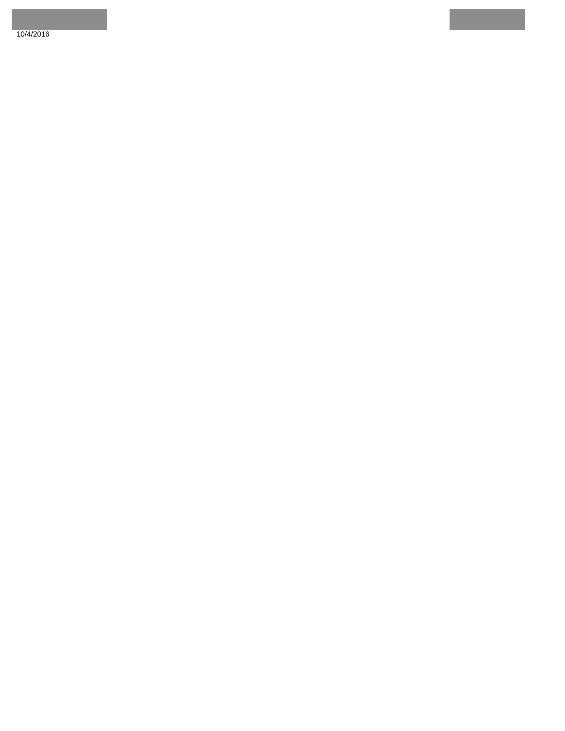10/4/2016